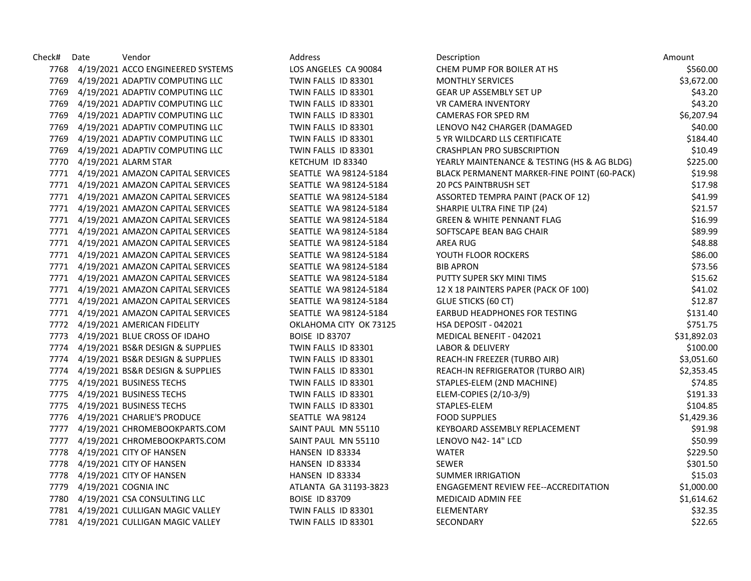| Check# | Date | Vendor | Address | Description | Amount |
|---|---|---|---|---|---|
| 7768 | 4/19/2021 | ACCO ENGINEERED SYSTEMS | LOS ANGELES CA 90084 | CHEM PUMP FOR BOILER AT HS | $560.00 |
| 7769 | 4/19/2021 | ADAPTIV COMPUTING LLC | TWIN FALLS ID 83301 | MONTHLY SERVICES | $3,672.00 |
| 7769 | 4/19/2021 | ADAPTIV COMPUTING LLC | TWIN FALLS ID 83301 | GEAR UP ASSEMBLY SET UP | $43.20 |
| 7769 | 4/19/2021 | ADAPTIV COMPUTING LLC | TWIN FALLS ID 83301 | VR CAMERA INVENTORY | $43.20 |
| 7769 | 4/19/2021 | ADAPTIV COMPUTING LLC | TWIN FALLS ID 83301 | CAMERAS FOR SPED RM | $6,207.94 |
| 7769 | 4/19/2021 | ADAPTIV COMPUTING LLC | TWIN FALLS ID 83301 | LENOVO N42 CHARGER (DAMAGED | $40.00 |
| 7769 | 4/19/2021 | ADAPTIV COMPUTING LLC | TWIN FALLS ID 83301 | 5 YR WILDCARD LLS CERTIFICATE | $184.40 |
| 7769 | 4/19/2021 | ADAPTIV COMPUTING LLC | TWIN FALLS ID 83301 | CRASHPLAN PRO SUBSCRIPTION | $10.49 |
| 7770 | 4/19/2021 | ALARM STAR | KETCHUM ID 83340 | YEARLY MAINTENANCE & TESTING (HS & AG BLDG) | $225.00 |
| 7771 | 4/19/2021 | AMAZON CAPITAL SERVICES | SEATTLE WA 98124-5184 | BLACK PERMANENT MARKER-FINE POINT (60-PACK) | $19.98 |
| 7771 | 4/19/2021 | AMAZON CAPITAL SERVICES | SEATTLE WA 98124-5184 | 20 PCS PAINTBRUSH SET | $17.98 |
| 7771 | 4/19/2021 | AMAZON CAPITAL SERVICES | SEATTLE WA 98124-5184 | ASSORTED TEMPRA PAINT (PACK OF 12) | $41.99 |
| 7771 | 4/19/2021 | AMAZON CAPITAL SERVICES | SEATTLE WA 98124-5184 | SHARPIE ULTRA FINE TIP (24) | $21.57 |
| 7771 | 4/19/2021 | AMAZON CAPITAL SERVICES | SEATTLE WA 98124-5184 | GREEN & WHITE PENNANT FLAG | $16.99 |
| 7771 | 4/19/2021 | AMAZON CAPITAL SERVICES | SEATTLE WA 98124-5184 | SOFTSCAPE BEAN BAG CHAIR | $89.99 |
| 7771 | 4/19/2021 | AMAZON CAPITAL SERVICES | SEATTLE WA 98124-5184 | AREA RUG | $48.88 |
| 7771 | 4/19/2021 | AMAZON CAPITAL SERVICES | SEATTLE WA 98124-5184 | YOUTH FLOOR ROCKERS | $86.00 |
| 7771 | 4/19/2021 | AMAZON CAPITAL SERVICES | SEATTLE WA 98124-5184 | BIB APRON | $73.56 |
| 7771 | 4/19/2021 | AMAZON CAPITAL SERVICES | SEATTLE WA 98124-5184 | PUTTY SUPER SKY MINI TIMS | $15.62 |
| 7771 | 4/19/2021 | AMAZON CAPITAL SERVICES | SEATTLE WA 98124-5184 | 12 X 18 PAINTERS PAPER (PACK OF 100) | $41.02 |
| 7771 | 4/19/2021 | AMAZON CAPITAL SERVICES | SEATTLE WA 98124-5184 | GLUE STICKS (60 CT) | $12.87 |
| 7771 | 4/19/2021 | AMAZON CAPITAL SERVICES | SEATTLE WA 98124-5184 | EARBUD HEADPHONES FOR TESTING | $131.40 |
| 7772 | 4/19/2021 | AMERICAN FIDELITY | OKLAHOMA CITY OK 73125 | HSA DEPOSIT - 042021 | $751.75 |
| 7773 | 4/19/2021 | BLUE CROSS OF IDAHO | BOISE ID 83707 | MEDICAL BENEFIT - 042021 | $31,892.03 |
| 7774 | 4/19/2021 | BS&R DESIGN & SUPPLIES | TWIN FALLS ID 83301 | LABOR & DELIVERY | $100.00 |
| 7774 | 4/19/2021 | BS&R DESIGN & SUPPLIES | TWIN FALLS ID 83301 | REACH-IN FREEZER (TURBO AIR) | $3,051.60 |
| 7774 | 4/19/2021 | BS&R DESIGN & SUPPLIES | TWIN FALLS ID 83301 | REACH-IN REFRIGERATOR (TURBO AIR) | $2,353.45 |
| 7775 | 4/19/2021 | BUSINESS TECHS | TWIN FALLS ID 83301 | STAPLES-ELEM (2ND MACHINE) | $74.85 |
| 7775 | 4/19/2021 | BUSINESS TECHS | TWIN FALLS ID 83301 | ELEM-COPIES (2/10-3/9) | $191.33 |
| 7775 | 4/19/2021 | BUSINESS TECHS | TWIN FALLS ID 83301 | STAPLES-ELEM | $104.85 |
| 7776 | 4/19/2021 | CHARLIE'S PRODUCE | SEATTLE WA 98124 | FOOD SUPPLIES | $1,429.36 |
| 7777 | 4/19/2021 | CHROMEBOOKPARTS.COM | SAINT PAUL MN 55110 | KEYBOARD ASSEMBLY REPLACEMENT | $91.98 |
| 7777 | 4/19/2021 | CHROMEBOOKPARTS.COM | SAINT PAUL MN 55110 | LENOVO N42- 14" LCD | $50.99 |
| 7778 | 4/19/2021 | CITY OF HANSEN | HANSEN ID 83334 | WATER | $229.50 |
| 7778 | 4/19/2021 | CITY OF HANSEN | HANSEN ID 83334 | SEWER | $301.50 |
| 7778 | 4/19/2021 | CITY OF HANSEN | HANSEN ID 83334 | SUMMER IRRIGATION | $15.03 |
| 7779 | 4/19/2021 | COGNIA INC | ATLANTA GA 31193-3823 | ENGAGEMENT REVIEW FEE--ACCREDITATION | $1,000.00 |
| 7780 | 4/19/2021 | CSA CONSULTING LLC | BOISE ID 83709 | MEDICAID ADMIN FEE | $1,614.62 |
| 7781 | 4/19/2021 | CULLIGAN MAGIC VALLEY | TWIN FALLS ID 83301 | ELEMENTARY | $32.35 |
| 7781 | 4/19/2021 | CULLIGAN MAGIC VALLEY | TWIN FALLS ID 83301 | SECONDARY | $22.65 |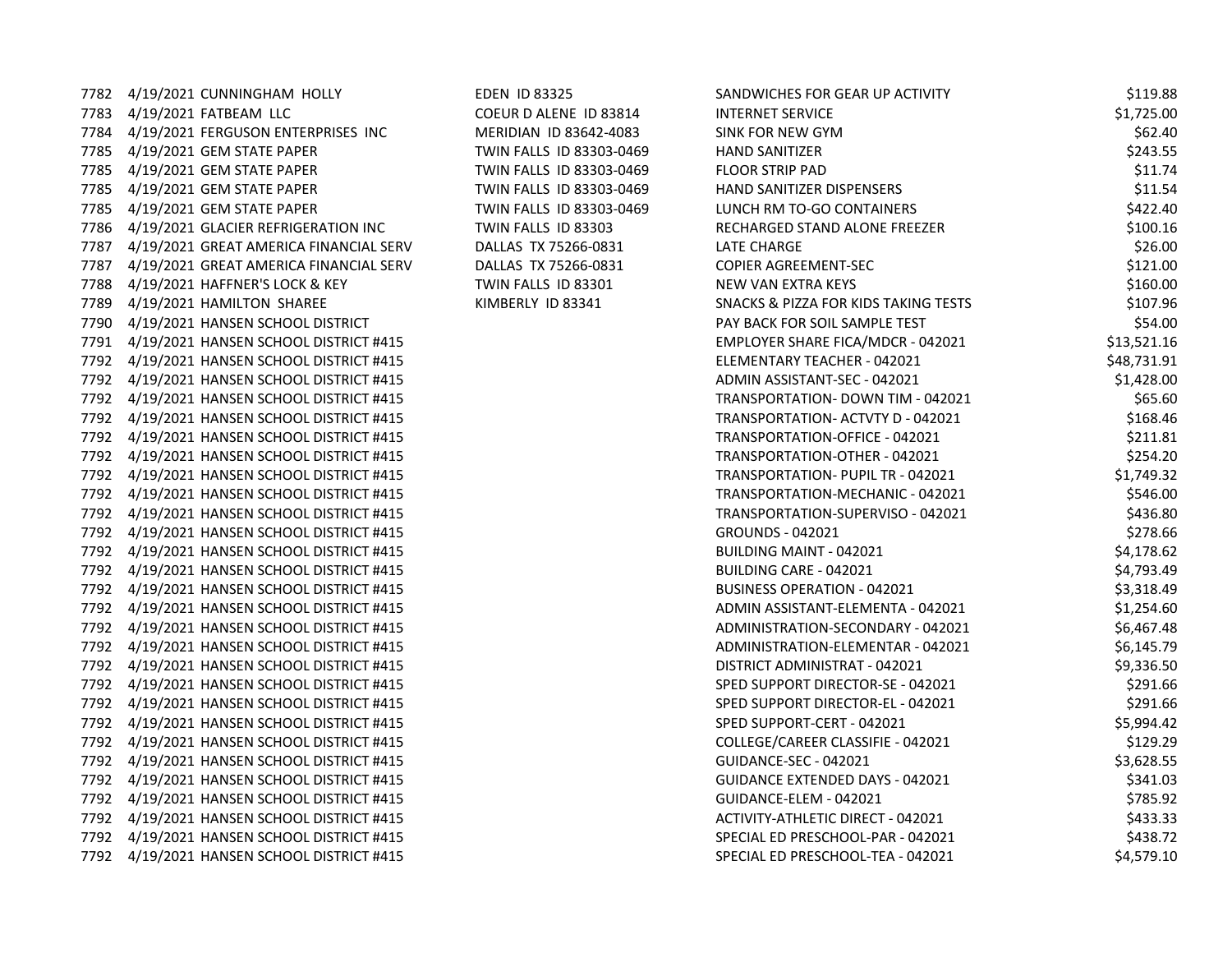| | | | | | |
|---|---|---|---|---|---|
| 7782 | 4/19/2021 | CUNNINGHAM HOLLY | EDEN ID 83325 | SANDWICHES FOR GEAR UP ACTIVITY | $119.88 |
| 7783 | 4/19/2021 | FATBEAM LLC | COEUR D ALENE ID 83814 | INTERNET SERVICE | $1,725.00 |
| 7784 | 4/19/2021 | FERGUSON ENTERPRISES INC | MERIDIAN ID 83642-4083 | SINK FOR NEW GYM | $62.40 |
| 7785 | 4/19/2021 | GEM STATE PAPER | TWIN FALLS ID 83303-0469 | HAND SANITIZER | $243.55 |
| 7785 | 4/19/2021 | GEM STATE PAPER | TWIN FALLS ID 83303-0469 | FLOOR STRIP PAD | $11.74 |
| 7785 | 4/19/2021 | GEM STATE PAPER | TWIN FALLS ID 83303-0469 | HAND SANITIZER DISPENSERS | $11.54 |
| 7785 | 4/19/2021 | GEM STATE PAPER | TWIN FALLS ID 83303-0469 | LUNCH RM TO-GO CONTAINERS | $422.40 |
| 7786 | 4/19/2021 | GLACIER REFRIGERATION INC | TWIN FALLS ID 83303 | RECHARGED STAND ALONE FREEZER | $100.16 |
| 7787 | 4/19/2021 | GREAT AMERICA FINANCIAL SERV | DALLAS TX 75266-0831 | LATE CHARGE | $26.00 |
| 7787 | 4/19/2021 | GREAT AMERICA FINANCIAL SERV | DALLAS TX 75266-0831 | COPIER AGREEMENT-SEC | $121.00 |
| 7788 | 4/19/2021 | HAFFNER'S LOCK & KEY | TWIN FALLS ID 83301 | NEW VAN EXTRA KEYS | $160.00 |
| 7789 | 4/19/2021 | HAMILTON SHAREE | KIMBERLY ID 83341 | SNACKS & PIZZA FOR KIDS TAKING TESTS | $107.96 |
| 7790 | 4/19/2021 | HANSEN SCHOOL DISTRICT | | PAY BACK FOR SOIL SAMPLE TEST | $54.00 |
| 7791 | 4/19/2021 | HANSEN SCHOOL DISTRICT #415 | | EMPLOYER SHARE FICA/MDCR - 042021 | $13,521.16 |
| 7792 | 4/19/2021 | HANSEN SCHOOL DISTRICT #415 | | ELEMENTARY TEACHER - 042021 | $48,731.91 |
| 7792 | 4/19/2021 | HANSEN SCHOOL DISTRICT #415 | | ADMIN ASSISTANT-SEC - 042021 | $1,428.00 |
| 7792 | 4/19/2021 | HANSEN SCHOOL DISTRICT #415 | | TRANSPORTATION- DOWN TIM - 042021 | $65.60 |
| 7792 | 4/19/2021 | HANSEN SCHOOL DISTRICT #415 | | TRANSPORTATION- ACTVTY D - 042021 | $168.46 |
| 7792 | 4/19/2021 | HANSEN SCHOOL DISTRICT #415 | | TRANSPORTATION-OFFICE - 042021 | $211.81 |
| 7792 | 4/19/2021 | HANSEN SCHOOL DISTRICT #415 | | TRANSPORTATION-OTHER - 042021 | $254.20 |
| 7792 | 4/19/2021 | HANSEN SCHOOL DISTRICT #415 | | TRANSPORTATION- PUPIL TR - 042021 | $1,749.32 |
| 7792 | 4/19/2021 | HANSEN SCHOOL DISTRICT #415 | | TRANSPORTATION-MECHANIC - 042021 | $546.00 |
| 7792 | 4/19/2021 | HANSEN SCHOOL DISTRICT #415 | | TRANSPORTATION-SUPERVISO - 042021 | $436.80 |
| 7792 | 4/19/2021 | HANSEN SCHOOL DISTRICT #415 | | GROUNDS - 042021 | $278.66 |
| 7792 | 4/19/2021 | HANSEN SCHOOL DISTRICT #415 | | BUILDING MAINT - 042021 | $4,178.62 |
| 7792 | 4/19/2021 | HANSEN SCHOOL DISTRICT #415 | | BUILDING CARE - 042021 | $4,793.49 |
| 7792 | 4/19/2021 | HANSEN SCHOOL DISTRICT #415 | | BUSINESS OPERATION - 042021 | $3,318.49 |
| 7792 | 4/19/2021 | HANSEN SCHOOL DISTRICT #415 | | ADMIN ASSISTANT-ELEMENTA - 042021 | $1,254.60 |
| 7792 | 4/19/2021 | HANSEN SCHOOL DISTRICT #415 | | ADMINISTRATION-SECONDARY - 042021 | $6,467.48 |
| 7792 | 4/19/2021 | HANSEN SCHOOL DISTRICT #415 | | ADMINISTRATION-ELEMENTAR - 042021 | $6,145.79 |
| 7792 | 4/19/2021 | HANSEN SCHOOL DISTRICT #415 | | DISTRICT ADMINISTRAT - 042021 | $9,336.50 |
| 7792 | 4/19/2021 | HANSEN SCHOOL DISTRICT #415 | | SPED SUPPORT DIRECTOR-SE - 042021 | $291.66 |
| 7792 | 4/19/2021 | HANSEN SCHOOL DISTRICT #415 | | SPED SUPPORT DIRECTOR-EL - 042021 | $291.66 |
| 7792 | 4/19/2021 | HANSEN SCHOOL DISTRICT #415 | | SPED SUPPORT-CERT - 042021 | $5,994.42 |
| 7792 | 4/19/2021 | HANSEN SCHOOL DISTRICT #415 | | COLLEGE/CAREER CLASSIFIE - 042021 | $129.29 |
| 7792 | 4/19/2021 | HANSEN SCHOOL DISTRICT #415 | | GUIDANCE-SEC - 042021 | $3,628.55 |
| 7792 | 4/19/2021 | HANSEN SCHOOL DISTRICT #415 | | GUIDANCE EXTENDED DAYS - 042021 | $341.03 |
| 7792 | 4/19/2021 | HANSEN SCHOOL DISTRICT #415 | | GUIDANCE-ELEM - 042021 | $785.92 |
| 7792 | 4/19/2021 | HANSEN SCHOOL DISTRICT #415 | | ACTIVITY-ATHLETIC DIRECT - 042021 | $433.33 |
| 7792 | 4/19/2021 | HANSEN SCHOOL DISTRICT #415 | | SPECIAL ED PRESCHOOL-PAR - 042021 | $438.72 |
| 7792 | 4/19/2021 | HANSEN SCHOOL DISTRICT #415 | | SPECIAL ED PRESCHOOL-TEA - 042021 | $4,579.10 |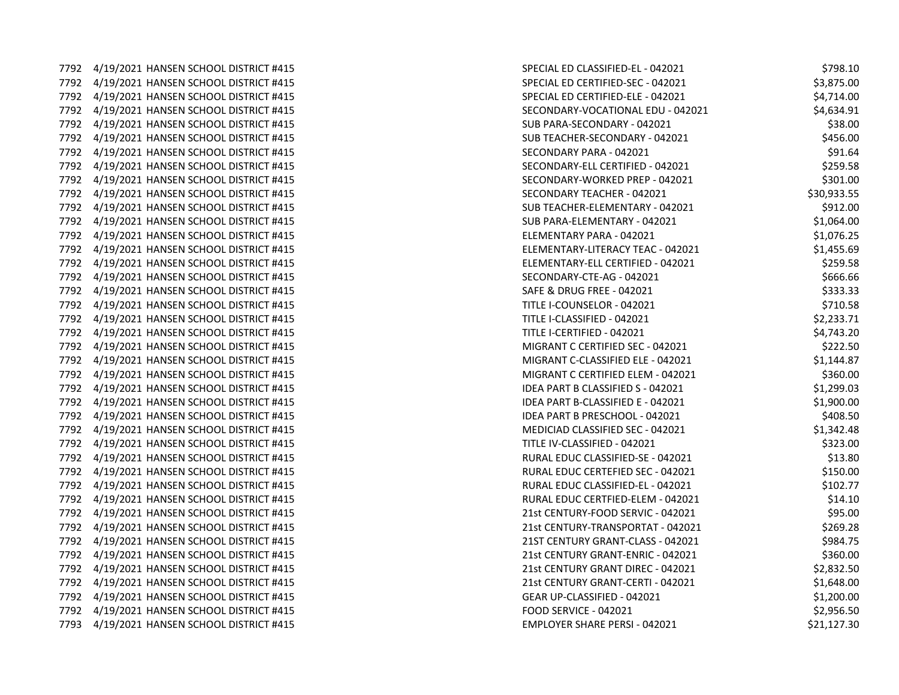| | | | | |
|---|---|---|---|---|
| 7792 | 4/19/2021 | HANSEN SCHOOL DISTRICT #415 | SPECIAL ED CLASSIFIED-EL - 042021 | $798.10 |
| 7792 | 4/19/2021 | HANSEN SCHOOL DISTRICT #415 | SPECIAL ED CERTIFIED-SEC - 042021 | $3,875.00 |
| 7792 | 4/19/2021 | HANSEN SCHOOL DISTRICT #415 | SPECIAL ED CERTIFIED-ELE - 042021 | $4,714.00 |
| 7792 | 4/19/2021 | HANSEN SCHOOL DISTRICT #415 | SECONDARY-VOCATIONAL EDU - 042021 | $4,634.91 |
| 7792 | 4/19/2021 | HANSEN SCHOOL DISTRICT #415 | SUB PARA-SECONDARY - 042021 | $38.00 |
| 7792 | 4/19/2021 | HANSEN SCHOOL DISTRICT #415 | SUB TEACHER-SECONDARY - 042021 | $456.00 |
| 7792 | 4/19/2021 | HANSEN SCHOOL DISTRICT #415 | SECONDARY PARA - 042021 | $91.64 |
| 7792 | 4/19/2021 | HANSEN SCHOOL DISTRICT #415 | SECONDARY-ELL CERTIFIED - 042021 | $259.58 |
| 7792 | 4/19/2021 | HANSEN SCHOOL DISTRICT #415 | SECONDARY-WORKED PREP - 042021 | $301.00 |
| 7792 | 4/19/2021 | HANSEN SCHOOL DISTRICT #415 | SECONDARY TEACHER - 042021 | $30,933.55 |
| 7792 | 4/19/2021 | HANSEN SCHOOL DISTRICT #415 | SUB TEACHER-ELEMENTARY - 042021 | $912.00 |
| 7792 | 4/19/2021 | HANSEN SCHOOL DISTRICT #415 | SUB PARA-ELEMENTARY - 042021 | $1,064.00 |
| 7792 | 4/19/2021 | HANSEN SCHOOL DISTRICT #415 | ELEMENTARY PARA - 042021 | $1,076.25 |
| 7792 | 4/19/2021 | HANSEN SCHOOL DISTRICT #415 | ELEMENTARY-LITERACY TEAC - 042021 | $1,455.69 |
| 7792 | 4/19/2021 | HANSEN SCHOOL DISTRICT #415 | ELEMENTARY-ELL CERTIFIED - 042021 | $259.58 |
| 7792 | 4/19/2021 | HANSEN SCHOOL DISTRICT #415 | SECONDARY-CTE-AG - 042021 | $666.66 |
| 7792 | 4/19/2021 | HANSEN SCHOOL DISTRICT #415 | SAFE & DRUG FREE - 042021 | $333.33 |
| 7792 | 4/19/2021 | HANSEN SCHOOL DISTRICT #415 | TITLE I-COUNSELOR - 042021 | $710.58 |
| 7792 | 4/19/2021 | HANSEN SCHOOL DISTRICT #415 | TITLE I-CLASSIFIED - 042021 | $2,233.71 |
| 7792 | 4/19/2021 | HANSEN SCHOOL DISTRICT #415 | TITLE I-CERTIFIED - 042021 | $4,743.20 |
| 7792 | 4/19/2021 | HANSEN SCHOOL DISTRICT #415 | MIGRANT C CERTIFIED SEC - 042021 | $222.50 |
| 7792 | 4/19/2021 | HANSEN SCHOOL DISTRICT #415 | MIGRANT C-CLASSIFIED ELE - 042021 | $1,144.87 |
| 7792 | 4/19/2021 | HANSEN SCHOOL DISTRICT #415 | MIGRANT C CERTIFIED ELEM - 042021 | $360.00 |
| 7792 | 4/19/2021 | HANSEN SCHOOL DISTRICT #415 | IDEA PART B CLASSIFIED S - 042021 | $1,299.03 |
| 7792 | 4/19/2021 | HANSEN SCHOOL DISTRICT #415 | IDEA PART B-CLASSIFIED E - 042021 | $1,900.00 |
| 7792 | 4/19/2021 | HANSEN SCHOOL DISTRICT #415 | IDEA PART B PRESCHOOL - 042021 | $408.50 |
| 7792 | 4/19/2021 | HANSEN SCHOOL DISTRICT #415 | MEDICIAD CLASSIFIED SEC - 042021 | $1,342.48 |
| 7792 | 4/19/2021 | HANSEN SCHOOL DISTRICT #415 | TITLE IV-CLASSIFIED - 042021 | $323.00 |
| 7792 | 4/19/2021 | HANSEN SCHOOL DISTRICT #415 | RURAL EDUC CLASSIFIED-SE - 042021 | $13.80 |
| 7792 | 4/19/2021 | HANSEN SCHOOL DISTRICT #415 | RURAL EDUC CERTEFIED SEC - 042021 | $150.00 |
| 7792 | 4/19/2021 | HANSEN SCHOOL DISTRICT #415 | RURAL EDUC CLASSIFIED-EL - 042021 | $102.77 |
| 7792 | 4/19/2021 | HANSEN SCHOOL DISTRICT #415 | RURAL EDUC CERTFIED-ELEM - 042021 | $14.10 |
| 7792 | 4/19/2021 | HANSEN SCHOOL DISTRICT #415 | 21st CENTURY-FOOD SERVIC - 042021 | $95.00 |
| 7792 | 4/19/2021 | HANSEN SCHOOL DISTRICT #415 | 21st CENTURY-TRANSPORTAT - 042021 | $269.28 |
| 7792 | 4/19/2021 | HANSEN SCHOOL DISTRICT #415 | 21ST CENTURY GRANT-CLASS - 042021 | $984.75 |
| 7792 | 4/19/2021 | HANSEN SCHOOL DISTRICT #415 | 21st CENTURY GRANT-ENRIC - 042021 | $360.00 |
| 7792 | 4/19/2021 | HANSEN SCHOOL DISTRICT #415 | 21st CENTURY GRANT DIREC - 042021 | $2,832.50 |
| 7792 | 4/19/2021 | HANSEN SCHOOL DISTRICT #415 | 21st CENTURY GRANT-CERTI - 042021 | $1,648.00 |
| 7792 | 4/19/2021 | HANSEN SCHOOL DISTRICT #415 | GEAR UP-CLASSIFIED - 042021 | $1,200.00 |
| 7792 | 4/19/2021 | HANSEN SCHOOL DISTRICT #415 | FOOD SERVICE - 042021 | $2,956.50 |
| 7793 | 4/19/2021 | HANSEN SCHOOL DISTRICT #415 | EMPLOYER SHARE PERSI - 042021 | $21,127.30 |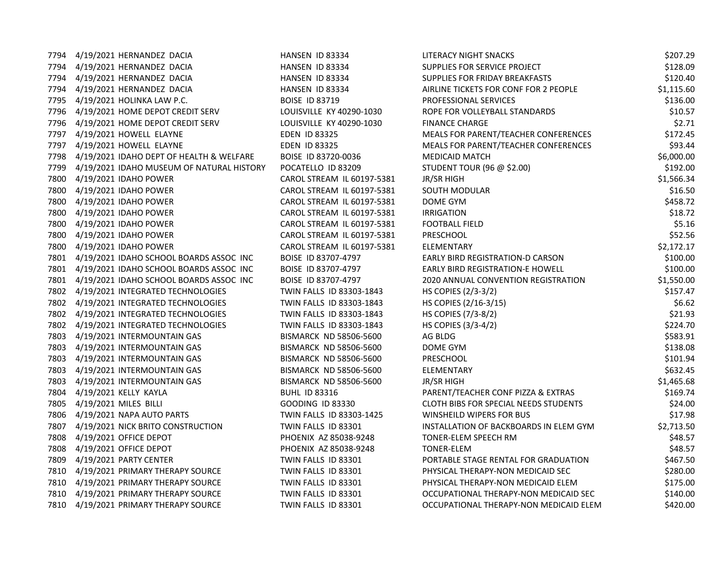| | | | | | |
|---|---|---|---|---|---|
| 7794 | 4/19/2021 | HERNANDEZ DACIA | HANSEN ID 83334 | LITERACY NIGHT SNACKS | $207.29 |
| 7794 | 4/19/2021 | HERNANDEZ DACIA | HANSEN ID 83334 | SUPPLIES FOR SERVICE PROJECT | $128.09 |
| 7794 | 4/19/2021 | HERNANDEZ DACIA | HANSEN ID 83334 | SUPPLIES FOR FRIDAY BREAKFASTS | $120.40 |
| 7794 | 4/19/2021 | HERNANDEZ DACIA | HANSEN ID 83334 | AIRLINE TICKETS FOR CONF FOR 2 PEOPLE | $1,115.60 |
| 7795 | 4/19/2021 | HOLINKA LAW P.C. | BOISE ID 83719 | PROFESSIONAL SERVICES | $136.00 |
| 7796 | 4/19/2021 | HOME DEPOT CREDIT SERV | LOUISVILLE KY 40290-1030 | ROPE FOR VOLLEYBALL STANDARDS | $10.57 |
| 7796 | 4/19/2021 | HOME DEPOT CREDIT SERV | LOUISVILLE KY 40290-1030 | FINANCE CHARGE | $2.71 |
| 7797 | 4/19/2021 | HOWELL ELAYNE | EDEN ID 83325 | MEALS FOR PARENT/TEACHER CONFERENCES | $172.45 |
| 7797 | 4/19/2021 | HOWELL ELAYNE | EDEN ID 83325 | MEALS FOR PARENT/TEACHER CONFERENCES | $93.44 |
| 7798 | 4/19/2021 | IDAHO DEPT OF HEALTH & WELFARE | BOISE ID 83720-0036 | MEDICAID MATCH | $6,000.00 |
| 7799 | 4/19/2021 | IDAHO MUSEUM OF NATURAL HISTORY | POCATELLO ID 83209 | STUDENT TOUR (96 @ $2.00) | $192.00 |
| 7800 | 4/19/2021 | IDAHO POWER | CAROL STREAM IL 60197-5381 | JR/SR HIGH | $1,566.34 |
| 7800 | 4/19/2021 | IDAHO POWER | CAROL STREAM IL 60197-5381 | SOUTH MODULAR | $16.50 |
| 7800 | 4/19/2021 | IDAHO POWER | CAROL STREAM IL 60197-5381 | DOME GYM | $458.72 |
| 7800 | 4/19/2021 | IDAHO POWER | CAROL STREAM IL 60197-5381 | IRRIGATION | $18.72 |
| 7800 | 4/19/2021 | IDAHO POWER | CAROL STREAM IL 60197-5381 | FOOTBALL FIELD | $5.16 |
| 7800 | 4/19/2021 | IDAHO POWER | CAROL STREAM IL 60197-5381 | PRESCHOOL | $52.56 |
| 7800 | 4/19/2021 | IDAHO POWER | CAROL STREAM IL 60197-5381 | ELEMENTARY | $2,172.17 |
| 7801 | 4/19/2021 | IDAHO SCHOOL BOARDS ASSOC INC | BOISE ID 83707-4797 | EARLY BIRD REGISTRATION-D CARSON | $100.00 |
| 7801 | 4/19/2021 | IDAHO SCHOOL BOARDS ASSOC INC | BOISE ID 83707-4797 | EARLY BIRD REGISTRATION-E HOWELL | $100.00 |
| 7801 | 4/19/2021 | IDAHO SCHOOL BOARDS ASSOC INC | BOISE ID 83707-4797 | 2020 ANNUAL CONVENTION REGISTRATION | $1,550.00 |
| 7802 | 4/19/2021 | INTEGRATED TECHNOLOGIES | TWIN FALLS ID 83303-1843 | HS COPIES (2/3-3/2) | $157.47 |
| 7802 | 4/19/2021 | INTEGRATED TECHNOLOGIES | TWIN FALLS ID 83303-1843 | HS COPIES (2/16-3/15) | $6.62 |
| 7802 | 4/19/2021 | INTEGRATED TECHNOLOGIES | TWIN FALLS ID 83303-1843 | HS COPIES (7/3-8/2) | $21.93 |
| 7802 | 4/19/2021 | INTEGRATED TECHNOLOGIES | TWIN FALLS ID 83303-1843 | HS COPIES (3/3-4/2) | $224.70 |
| 7803 | 4/19/2021 | INTERMOUNTAIN GAS | BISMARCK ND 58506-5600 | AG BLDG | $583.91 |
| 7803 | 4/19/2021 | INTERMOUNTAIN GAS | BISMARCK ND 58506-5600 | DOME GYM | $138.08 |
| 7803 | 4/19/2021 | INTERMOUNTAIN GAS | BISMARCK ND 58506-5600 | PRESCHOOL | $101.94 |
| 7803 | 4/19/2021 | INTERMOUNTAIN GAS | BISMARCK ND 58506-5600 | ELEMENTARY | $632.45 |
| 7803 | 4/19/2021 | INTERMOUNTAIN GAS | BISMARCK ND 58506-5600 | JR/SR HIGH | $1,465.68 |
| 7804 | 4/19/2021 | KELLY KAYLA | BUHL ID 83316 | PARENT/TEACHER CONF PIZZA & EXTRAS | $169.74 |
| 7805 | 4/19/2021 | MILES BILLI | GOODING ID 83330 | CLOTH BIBS FOR SPECIAL NEEDS STUDENTS | $24.00 |
| 7806 | 4/19/2021 | NAPA AUTO PARTS | TWIN FALLS ID 83303-1425 | WINSHEILD WIPERS FOR BUS | $17.98 |
| 7807 | 4/19/2021 | NICK BRITO CONSTRUCTION | TWIN FALLS ID 83301 | INSTALLATION OF BACKBOARDS IN ELEM GYM | $2,713.50 |
| 7808 | 4/19/2021 | OFFICE DEPOT | PHOENIX AZ 85038-9248 | TONER-ELEM SPEECH RM | $48.57 |
| 7808 | 4/19/2021 | OFFICE DEPOT | PHOENIX AZ 85038-9248 | TONER-ELEM | $48.57 |
| 7809 | 4/19/2021 | PARTY CENTER | TWIN FALLS ID 83301 | PORTABLE STAGE RENTAL FOR GRADUATION | $467.50 |
| 7810 | 4/19/2021 | PRIMARY THERAPY SOURCE | TWIN FALLS ID 83301 | PHYSICAL THERAPY-NON MEDICAID SEC | $280.00 |
| 7810 | 4/19/2021 | PRIMARY THERAPY SOURCE | TWIN FALLS ID 83301 | PHYSICAL THERAPY-NON MEDICAID ELEM | $175.00 |
| 7810 | 4/19/2021 | PRIMARY THERAPY SOURCE | TWIN FALLS ID 83301 | OCCUPATIONAL THERAPY-NON MEDICAID SEC | $140.00 |
| 7810 | 4/19/2021 | PRIMARY THERAPY SOURCE | TWIN FALLS ID 83301 | OCCUPATIONAL THERAPY-NON MEDICAID ELEM | $420.00 |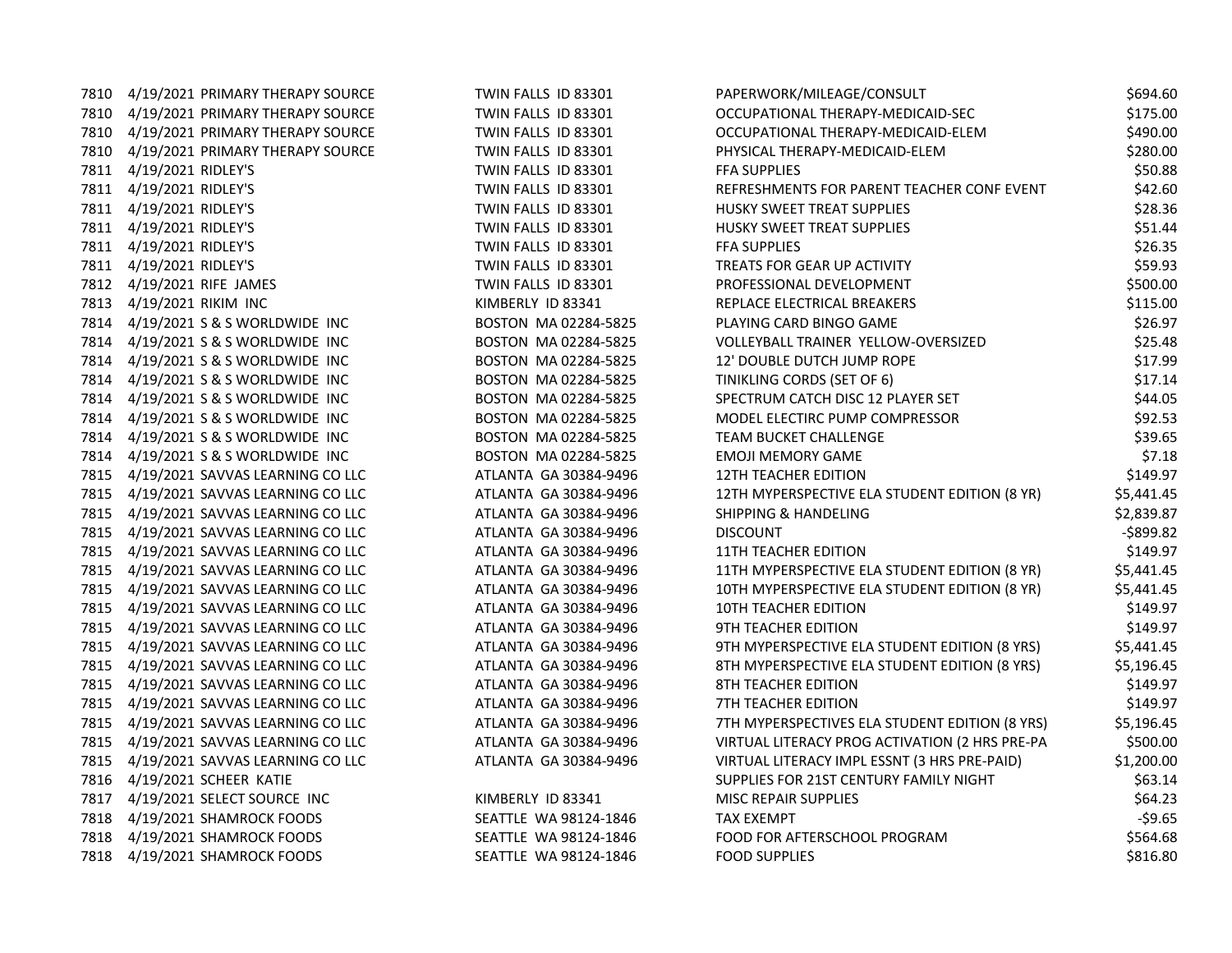| | | | | | |
|---|---|---|---|---|---|
| 7810 | 4/19/2021 | PRIMARY THERAPY SOURCE | TWIN FALLS ID 83301 | PAPERWORK/MILEAGE/CONSULT | $694.60 |
| 7810 | 4/19/2021 | PRIMARY THERAPY SOURCE | TWIN FALLS ID 83301 | OCCUPATIONAL THERAPY-MEDICAID-SEC | $175.00 |
| 7810 | 4/19/2021 | PRIMARY THERAPY SOURCE | TWIN FALLS ID 83301 | OCCUPATIONAL THERAPY-MEDICAID-ELEM | $490.00 |
| 7810 | 4/19/2021 | PRIMARY THERAPY SOURCE | TWIN FALLS ID 83301 | PHYSICAL THERAPY-MEDICAID-ELEM | $280.00 |
| 7811 | 4/19/2021 | RIDLEY'S | TWIN FALLS ID 83301 | FFA SUPPLIES | $50.88 |
| 7811 | 4/19/2021 | RIDLEY'S | TWIN FALLS ID 83301 | REFRESHMENTS FOR PARENT TEACHER CONF EVENT | $42.60 |
| 7811 | 4/19/2021 | RIDLEY'S | TWIN FALLS ID 83301 | HUSKY SWEET TREAT SUPPLIES | $28.36 |
| 7811 | 4/19/2021 | RIDLEY'S | TWIN FALLS ID 83301 | HUSKY SWEET TREAT SUPPLIES | $51.44 |
| 7811 | 4/19/2021 | RIDLEY'S | TWIN FALLS ID 83301 | FFA SUPPLIES | $26.35 |
| 7811 | 4/19/2021 | RIDLEY'S | TWIN FALLS ID 83301 | TREATS FOR GEAR UP ACTIVITY | $59.93 |
| 7812 | 4/19/2021 | RIFE JAMES | TWIN FALLS ID 83301 | PROFESSIONAL DEVELOPMENT | $500.00 |
| 7813 | 4/19/2021 | RIKIM INC | KIMBERLY ID 83341 | REPLACE ELECTRICAL BREAKERS | $115.00 |
| 7814 | 4/19/2021 | S & S WORLDWIDE INC | BOSTON MA 02284-5825 | PLAYING CARD BINGO GAME | $26.97 |
| 7814 | 4/19/2021 | S & S WORLDWIDE INC | BOSTON MA 02284-5825 | VOLLEYBALL TRAINER YELLOW-OVERSIZED | $25.48 |
| 7814 | 4/19/2021 | S & S WORLDWIDE INC | BOSTON MA 02284-5825 | 12' DOUBLE DUTCH JUMP ROPE | $17.99 |
| 7814 | 4/19/2021 | S & S WORLDWIDE INC | BOSTON MA 02284-5825 | TINIKLING CORDS (SET OF 6) | $17.14 |
| 7814 | 4/19/2021 | S & S WORLDWIDE INC | BOSTON MA 02284-5825 | SPECTRUM CATCH DISC 12 PLAYER SET | $44.05 |
| 7814 | 4/19/2021 | S & S WORLDWIDE INC | BOSTON MA 02284-5825 | MODEL ELECTIRC PUMP COMPRESSOR | $92.53 |
| 7814 | 4/19/2021 | S & S WORLDWIDE INC | BOSTON MA 02284-5825 | TEAM BUCKET CHALLENGE | $39.65 |
| 7814 | 4/19/2021 | S & S WORLDWIDE INC | BOSTON MA 02284-5825 | EMOJI MEMORY GAME | $7.18 |
| 7815 | 4/19/2021 | SAVVAS LEARNING CO LLC | ATLANTA GA 30384-9496 | 12TH TEACHER EDITION | $149.97 |
| 7815 | 4/19/2021 | SAVVAS LEARNING CO LLC | ATLANTA GA 30384-9496 | 12TH MYPERSPECTIVE ELA STUDENT EDITION (8 YR) | $5,441.45 |
| 7815 | 4/19/2021 | SAVVAS LEARNING CO LLC | ATLANTA GA 30384-9496 | SHIPPING & HANDELING | $2,839.87 |
| 7815 | 4/19/2021 | SAVVAS LEARNING CO LLC | ATLANTA GA 30384-9496 | DISCOUNT | -$899.82 |
| 7815 | 4/19/2021 | SAVVAS LEARNING CO LLC | ATLANTA GA 30384-9496 | 11TH TEACHER EDITION | $149.97 |
| 7815 | 4/19/2021 | SAVVAS LEARNING CO LLC | ATLANTA GA 30384-9496 | 11TH MYPERSPECTIVE ELA STUDENT EDITION (8 YR) | $5,441.45 |
| 7815 | 4/19/2021 | SAVVAS LEARNING CO LLC | ATLANTA GA 30384-9496 | 10TH MYPERSPECTIVE ELA STUDENT EDITION (8 YR) | $5,441.45 |
| 7815 | 4/19/2021 | SAVVAS LEARNING CO LLC | ATLANTA GA 30384-9496 | 10TH TEACHER EDITION | $149.97 |
| 7815 | 4/19/2021 | SAVVAS LEARNING CO LLC | ATLANTA GA 30384-9496 | 9TH TEACHER EDITION | $149.97 |
| 7815 | 4/19/2021 | SAVVAS LEARNING CO LLC | ATLANTA GA 30384-9496 | 9TH MYPERSPECTIVE ELA STUDENT EDITION (8 YRS) | $5,441.45 |
| 7815 | 4/19/2021 | SAVVAS LEARNING CO LLC | ATLANTA GA 30384-9496 | 8TH MYPERSPECTIVE ELA STUDENT EDITION (8 YRS) | $5,196.45 |
| 7815 | 4/19/2021 | SAVVAS LEARNING CO LLC | ATLANTA GA 30384-9496 | 8TH TEACHER EDITION | $149.97 |
| 7815 | 4/19/2021 | SAVVAS LEARNING CO LLC | ATLANTA GA 30384-9496 | 7TH TEACHER EDITION | $149.97 |
| 7815 | 4/19/2021 | SAVVAS LEARNING CO LLC | ATLANTA GA 30384-9496 | 7TH MYPERSPECTIVES ELA STUDENT EDITION (8 YRS) | $5,196.45 |
| 7815 | 4/19/2021 | SAVVAS LEARNING CO LLC | ATLANTA GA 30384-9496 | VIRTUAL LITERACY PROG ACTIVATION (2 HRS PRE-PA | $500.00 |
| 7815 | 4/19/2021 | SAVVAS LEARNING CO LLC | ATLANTA GA 30384-9496 | VIRTUAL LITERACY IMPL ESSNT (3 HRS PRE-PAID) | $1,200.00 |
| 7816 | 4/19/2021 | SCHEER KATIE | | SUPPLIES FOR 21ST CENTURY FAMILY NIGHT | $63.14 |
| 7817 | 4/19/2021 | SELECT SOURCE INC | KIMBERLY ID 83341 | MISC REPAIR SUPPLIES | $64.23 |
| 7818 | 4/19/2021 | SHAMROCK FOODS | SEATTLE WA 98124-1846 | TAX EXEMPT | -$9.65 |
| 7818 | 4/19/2021 | SHAMROCK FOODS | SEATTLE WA 98124-1846 | FOOD FOR AFTERSCHOOL PROGRAM | $564.68 |
| 7818 | 4/19/2021 | SHAMROCK FOODS | SEATTLE WA 98124-1846 | FOOD SUPPLIES | $816.80 |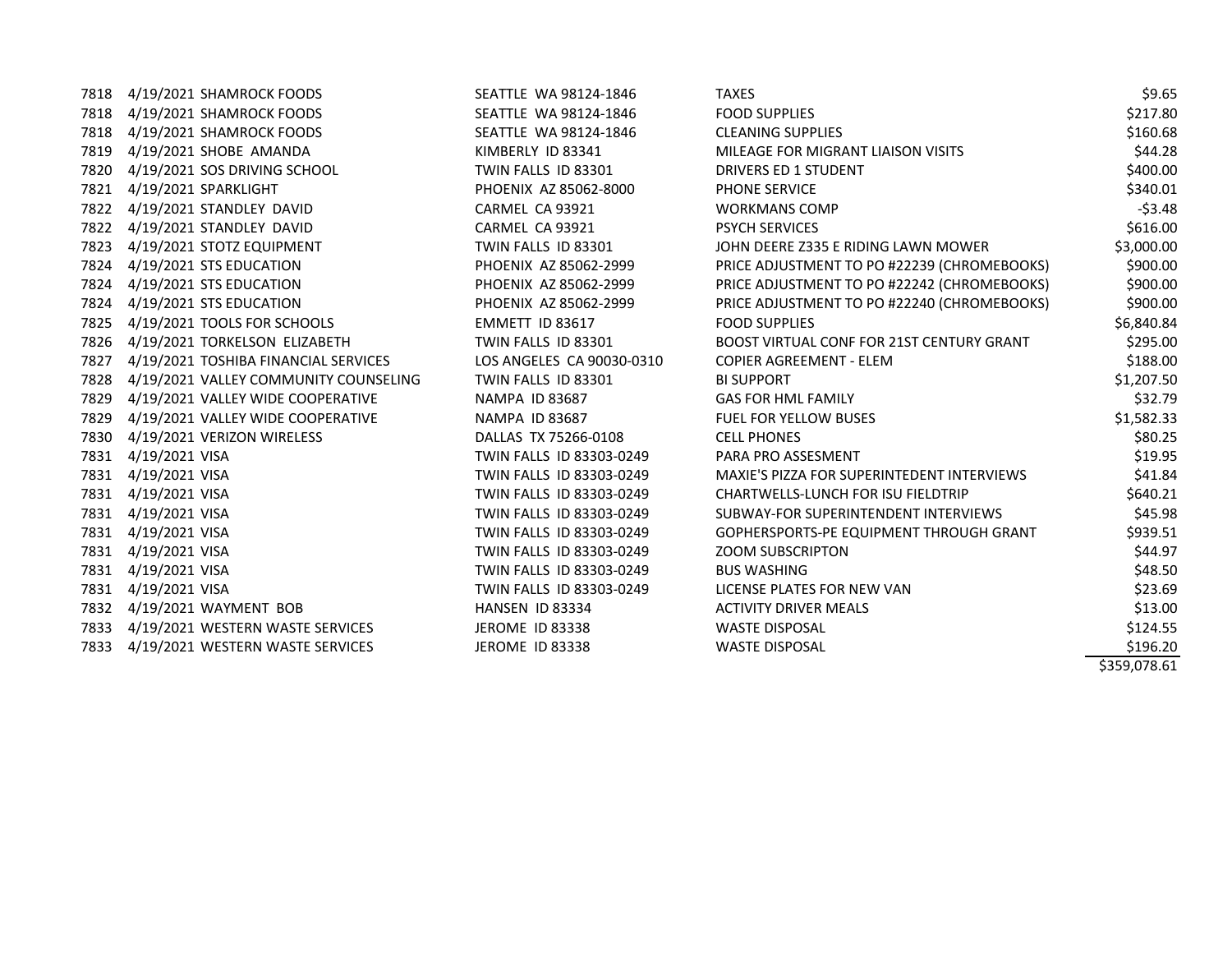| | | | | | |
|---|---|---|---|---|---|
| 7818 | 4/19/2021 | SHAMROCK FOODS | SEATTLE WA 98124-1846 | TAXES | $9.65 |
| 7818 | 4/19/2021 | SHAMROCK FOODS | SEATTLE WA 98124-1846 | FOOD SUPPLIES | $217.80 |
| 7818 | 4/19/2021 | SHAMROCK FOODS | SEATTLE WA 98124-1846 | CLEANING SUPPLIES | $160.68 |
| 7819 | 4/19/2021 | SHOBE AMANDA | KIMBERLY ID 83341 | MILEAGE FOR MIGRANT LIAISON VISITS | $44.28 |
| 7820 | 4/19/2021 | SOS DRIVING SCHOOL | TWIN FALLS ID 83301 | DRIVERS ED 1 STUDENT | $400.00 |
| 7821 | 4/19/2021 | SPARKLIGHT | PHOENIX AZ 85062-8000 | PHONE SERVICE | $340.01 |
| 7822 | 4/19/2021 | STANDLEY DAVID | CARMEL CA 93921 | WORKMANS COMP | -$3.48 |
| 7822 | 4/19/2021 | STANDLEY DAVID | CARMEL CA 93921 | PSYCH SERVICES | $616.00 |
| 7823 | 4/19/2021 | STOTZ EQUIPMENT | TWIN FALLS ID 83301 | JOHN DEERE Z335 E RIDING LAWN MOWER | $3,000.00 |
| 7824 | 4/19/2021 | STS EDUCATION | PHOENIX AZ 85062-2999 | PRICE ADJUSTMENT TO PO #22239 (CHROMEBOOKS) | $900.00 |
| 7824 | 4/19/2021 | STS EDUCATION | PHOENIX AZ 85062-2999 | PRICE ADJUSTMENT TO PO #22242 (CHROMEBOOKS) | $900.00 |
| 7824 | 4/19/2021 | STS EDUCATION | PHOENIX AZ 85062-2999 | PRICE ADJUSTMENT TO PO #22240 (CHROMEBOOKS) | $900.00 |
| 7825 | 4/19/2021 | TOOLS FOR SCHOOLS | EMMETT ID 83617 | FOOD SUPPLIES | $6,840.84 |
| 7826 | 4/19/2021 | TORKELSON ELIZABETH | TWIN FALLS ID 83301 | BOOST VIRTUAL CONF FOR 21ST CENTURY GRANT | $295.00 |
| 7827 | 4/19/2021 | TOSHIBA FINANCIAL SERVICES | LOS ANGELES CA 90030-0310 | COPIER AGREEMENT - ELEM | $188.00 |
| 7828 | 4/19/2021 | VALLEY COMMUNITY COUNSELING | TWIN FALLS ID 83301 | BI SUPPORT | $1,207.50 |
| 7829 | 4/19/2021 | VALLEY WIDE COOPERATIVE | NAMPA ID 83687 | GAS FOR HML FAMILY | $32.79 |
| 7829 | 4/19/2021 | VALLEY WIDE COOPERATIVE | NAMPA ID 83687 | FUEL FOR YELLOW BUSES | $1,582.33 |
| 7830 | 4/19/2021 | VERIZON WIRELESS | DALLAS TX 75266-0108 | CELL PHONES | $80.25 |
| 7831 | 4/19/2021 | VISA | TWIN FALLS ID 83303-0249 | PARA PRO ASSESMENT | $19.95 |
| 7831 | 4/19/2021 | VISA | TWIN FALLS ID 83303-0249 | MAXIE'S PIZZA FOR SUPERINTEDENT INTERVIEWS | $41.84 |
| 7831 | 4/19/2021 | VISA | TWIN FALLS ID 83303-0249 | CHARTWELLS-LUNCH FOR ISU FIELDTRIP | $640.21 |
| 7831 | 4/19/2021 | VISA | TWIN FALLS ID 83303-0249 | SUBWAY-FOR SUPERINTENDENT INTERVIEWS | $45.98 |
| 7831 | 4/19/2021 | VISA | TWIN FALLS ID 83303-0249 | GOPHERSPORTS-PE EQUIPMENT THROUGH GRANT | $939.51 |
| 7831 | 4/19/2021 | VISA | TWIN FALLS ID 83303-0249 | ZOOM SUBSCRIPTON | $44.97 |
| 7831 | 4/19/2021 | VISA | TWIN FALLS ID 83303-0249 | BUS WASHING | $48.50 |
| 7831 | 4/19/2021 | VISA | TWIN FALLS ID 83303-0249 | LICENSE PLATES FOR NEW VAN | $23.69 |
| 7832 | 4/19/2021 | WAYMENT BOB | HANSEN ID 83334 | ACTIVITY DRIVER MEALS | $13.00 |
| 7833 | 4/19/2021 | WESTERN WASTE SERVICES | JEROME ID 83338 | WASTE DISPOSAL | $124.55 |
| 7833 | 4/19/2021 | WESTERN WASTE SERVICES | JEROME ID 83338 | WASTE DISPOSAL | $196.20 |
| | | | | | $359,078.61 |